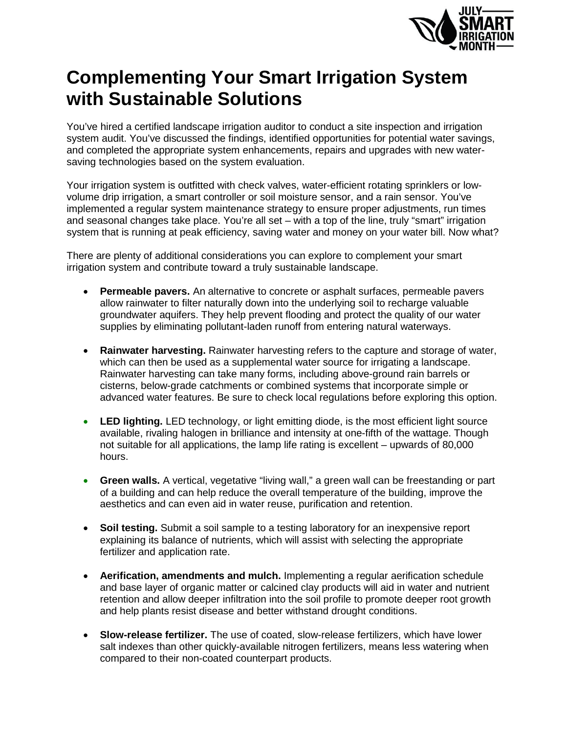# Complementing Your Smart Irrigation System with Sustainable Solutions

You've hired a certified landscape irrigation auditor to conduct a site inspection and irrigation system audit. You've discussed the findings, identified opportunities for potential water savings, and completed the appropriate system enhancements, repairs and upgrades with new water-saving technologies based on the system evaluation.

Your irrigation system is outfitted with check valves, water-efficient rotating sprinklers or low-volume drip irrigation, a smart controller or soil moisture sensor, and a rain sensor. You've implemented a regular system maintenance strategy to ensure proper adjustments, run times and seasonal changes take place. You're all set – with a top of the line, truly "smart" irrigation system that is running at peak efficiency, saving water and money on your water bill. Now what?

There are plenty of additional considerations you can explore to complement your smart irrigation system and contribute toward a truly sustainable landscape.

- **Permeable pavers.** An alternative to concrete or asphalt surfaces, permeable pavers allow rainwater to filter naturally down into the underlying soil to recharge valuable groundwater aquifers. They help prevent flooding and protect the quality of our water supplies by eliminating pollutant-laden runoff from entering natural waterways.

- **Rainwater harvesting.** Rainwater harvesting refers to the capture and storage of water, which can then be used as a supplemental water source for irrigating a landscape. Rainwater harvesting can take many forms, including above-ground rain barrels or cisterns, below-grade catchments or combined systems that incorporate simple or advanced water features. Be sure to check local regulations before exploring this option.

- **LED lighting.** LED technology, or light emitting diode, is the most efficient light source available, rivaling halogen in brilliance and intensity at one-fifth of the wattage. Though not suitable for all applications, the lamp life rating is excellent – upwards of 80,000 hours.

- **Green walls.** A vertical, vegetative "living wall," a green wall can be freestanding or part of a building and can help reduce the overall temperature of the building, improve the aesthetics and can even aid in water reuse, purification and retention.

- **Soil testing.** Submit a soil sample to a testing laboratory for an inexpensive report explaining its balance of nutrients, which will assist with selecting the appropriate fertilizer and application rate.

- **Aerification, amendments and mulch.** Implementing a regular aerification schedule and base layer of organic matter or calcined clay products will aid in water and nutrient retention and allow deeper infiltration into the soil profile to promote deeper root growth and help plants resist disease and better withstand drought conditions.

- **Slow-release fertilizer.** The use of coated, slow-release fertilizers, which have lower salt indexes than other quickly-available nitrogen fertilizers, means less watering when compared to their non-coated counterpart products.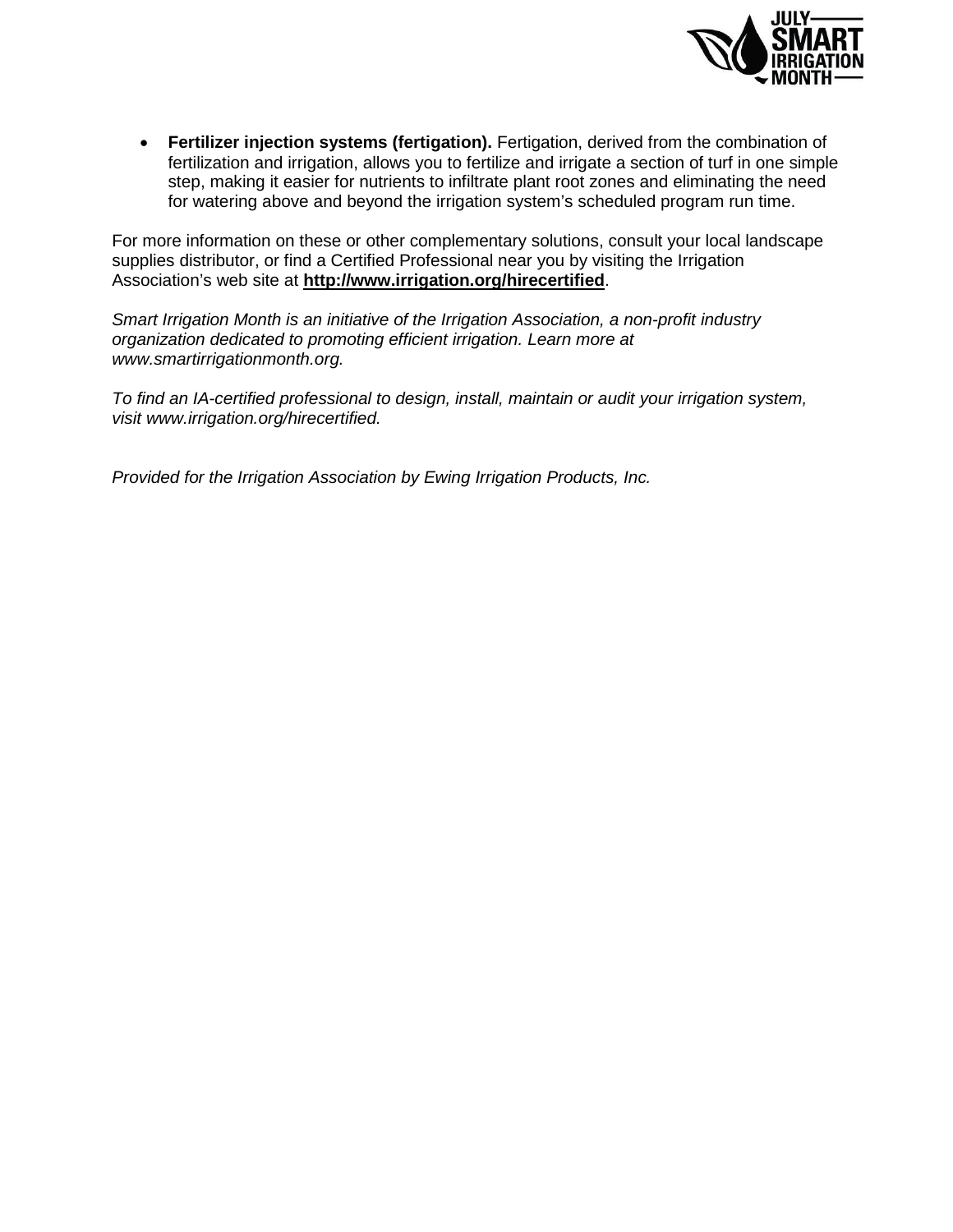- **Fertilizer injection systems (fertigation).** Fertigation, derived from the combination of fertilization and irrigation, allows you to fertilize and irrigate a section of turf in one simple step, making it easier for nutrients to infiltrate plant root zones and eliminating the need for watering above and beyond the irrigation system's scheduled program run time.

For more information on these or other complementary solutions, consult your local landscape supplies distributor, or find a Certified Professional near you by visiting the Irrigation Association's web site at **http://www.irrigation.org/hirecertified**.

*Smart Irrigation Month is an initiative of the Irrigation Association, a non-profit industry organization dedicated to promoting efficient irrigation. Learn more at www.smartirrigationmonth.org.*

*To find an IA-certified professional to design, install, maintain or audit your irrigation system, visit www.irrigation.org/hirecertified.*

*Provided for the Irrigation Association by Ewing Irrigation Products, Inc.*